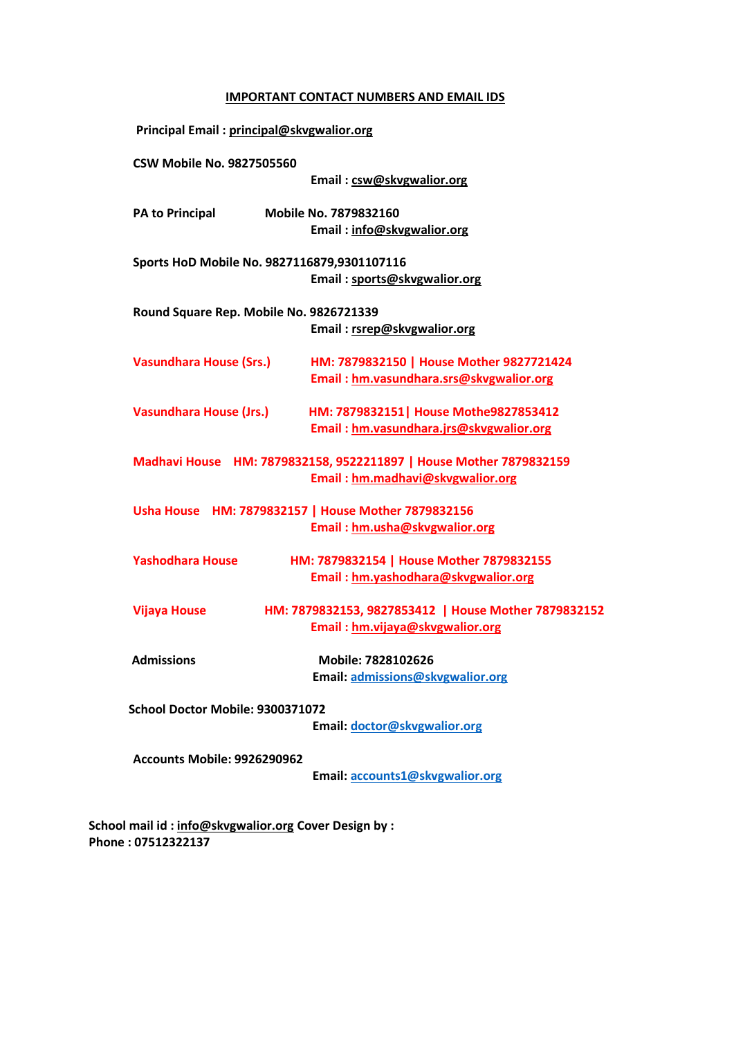# IMPORTANT CONTACT NUMBERS AND EMAIL IDS

**Principal Email : principal@skvgwalior.org**

**CSW Mobile No. 9827505560**
**Email : csw@skvgwalior.org**

**PA to Principal Mobile No. 7879832160**
**Email : info@skvgwalior.org**

**Sports HoD Mobile No. 9827116879,9301107116**
**Email : sports@skvgwalior.org**

**Round Square Rep. Mobile No. 9826721339**
**Email : rsrep@skvgwalior.org**

**Vasundhara House (Srs.) HM: 7879832150 | House Mother 9827721424**
**Email : hm.vasundhara.srs@skvgwalior.org**

**Vasundhara House (Jrs.) HM: 7879832151| House Mothe9827853412**
**Email : hm.vasundhara.jrs@skvgwalior.org**

**Madhavi House HM: 7879832158, 9522211897 | House Mother 7879832159**
**Email : hm.madhavi@skvgwalior.org**

**Usha House HM: 7879832157 | House Mother 7879832156**
**Email : hm.usha@skvgwalior.org**

**Yashodhara House HM: 7879832154 | House Mother 7879832155**
**Email : hm.yashodhara@skvgwalior.org**

**Vijaya House HM: 7879832153, 9827853412 | House Mother 7879832152**
**Email : hm.vijaya@skvgwalior.org**

**Admissions Mobile: 7828102626**
**Email: admissions@skvgwalior.org**

**School Doctor Mobile: 9300371072**
**Email: doctor@skvgwalior.org**

**Accounts Mobile: 9926290962**
**Email: accounts1@skvgwalior.org**

**School mail id : info@skvgwalior.org Cover Design by :**
**Phone : 07512322137**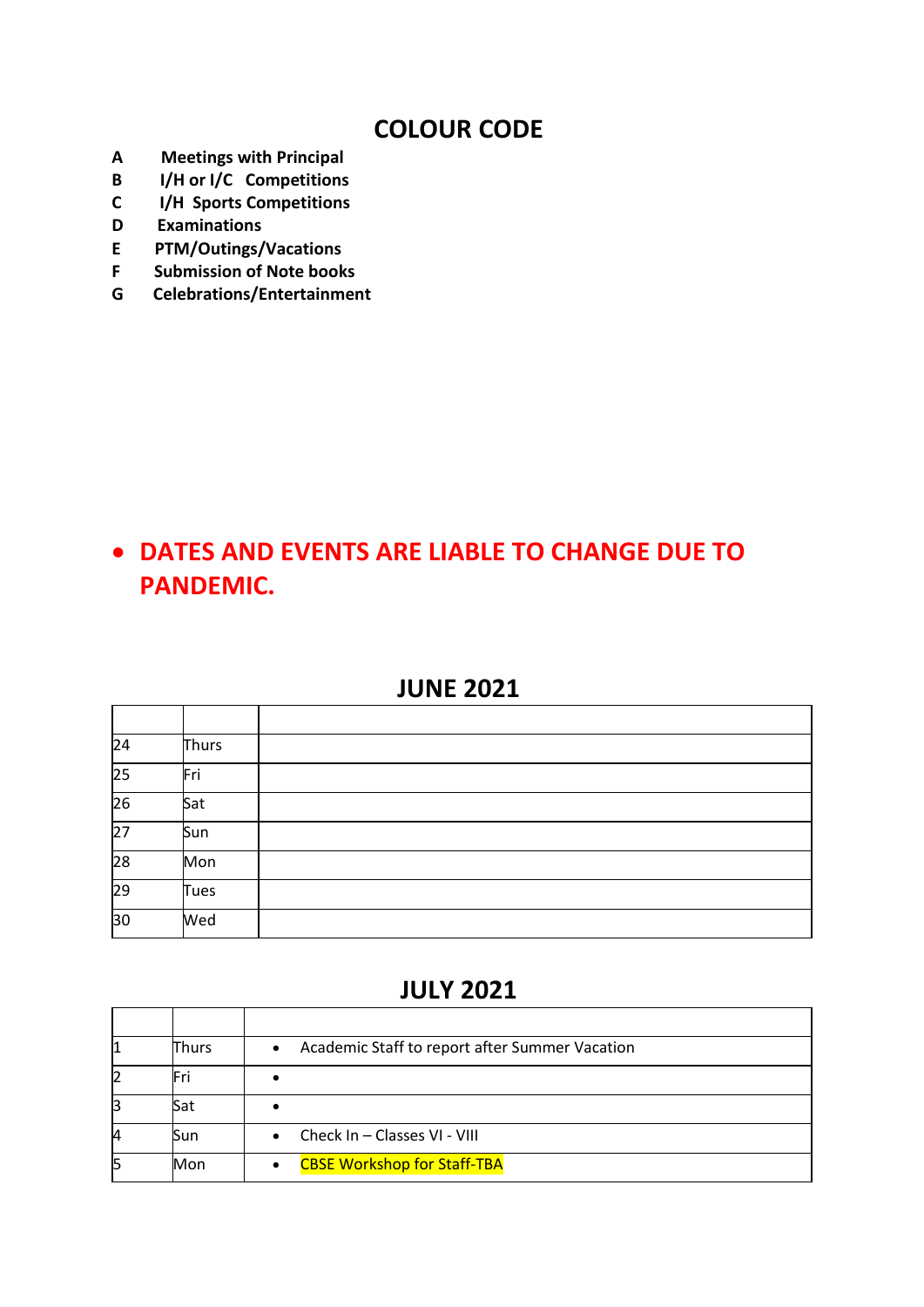## COLOUR CODE

**A** Meetings with Principal
**B** I/H or I/C Competitions
**C** I/H Sports Competitions
**D** Examinations
**E** PTM/Outings/Vacations
**F** Submission of Note books
**G** Celebrations/Entertainment

- **DATES AND EVENTS ARE LIABLE TO CHANGE DUE TO PANDEMIC.**

## JUNE 2021

| | | |
|---|---|---|
| 24 | Thurs | |
| 25 | Fri | |
| 26 | Sat | |
| 27 | Sun | |
| 28 | Mon | |
| 29 | Tues | |
| 30 | Wed | |

## JULY 2021

| | | |
|---|---|---|
| 1 | Thurs | • Academic Staff to report after Summer Vacation |
| 2 | Fri | • |
| 3 | Sat | • |
| 4 | Sun | • Check In – Classes VI - VIII |
| 5 | Mon | • CBSE Workshop for Staff-TBA |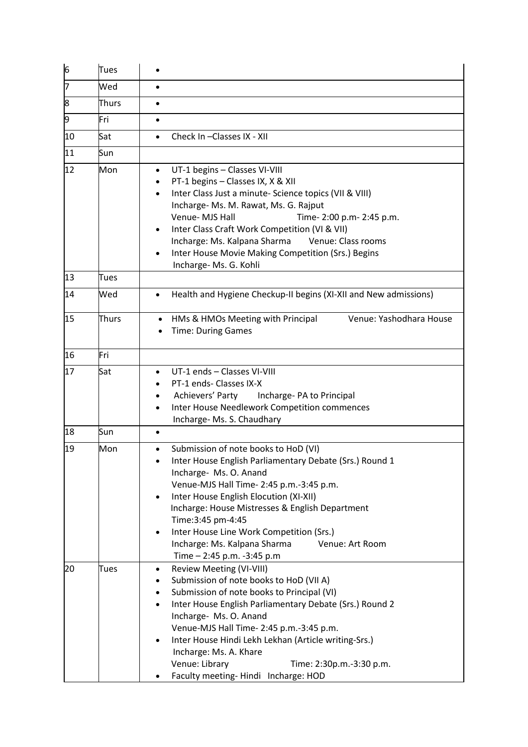| | | |
|---|---|---|
| 6 | Tues | • |
| 7 | Wed | • |
| 8 | Thurs | • |
| 9 | Fri | • |
| 10 | Sat | • Check In –Classes IX - XII |
| 11 | Sun | |
| 12 | Mon | • UT-1 begins – Classes VI-VIII<br>• PT-1 begins – Classes IX, X & XII<br>• Inter Class Just a minute- Science topics (VII & VIII)<br>Incharge- Ms. M. Rawat, Ms. G. Rajput<br>Venue- MJS Hall Time- 2:00 p.m- 2:45 p.m.<br>• Inter Class Craft Work Competition (VI & VII)<br>Incharge: Ms. Kalpana Sharma Venue: Class rooms<br>• Inter House Movie Making Competition (Srs.) Begins<br>Incharge- Ms. G. Kohli |
| 13 | Tues | |
| 14 | Wed | • Health and Hygiene Checkup-II begins (XI-XII and New admissions) |
| 15 | Thurs | • HMs & HMOs Meeting with Principal Venue: Yashodhara House<br>• Time: During Games |
| 16 | Fri | |
| 17 | Sat | • UT-1 ends – Classes VI-VIII<br>• PT-1 ends- Classes IX-X<br>• Achievers' Party Incharge- PA to Principal<br>• Inter House Needlework Competition commences<br>Incharge- Ms. S. Chaudhary |
| 18 | Sun | • |
| 19 | Mon | • Submission of note books to HoD (VI)<br>• Inter House English Parliamentary Debate (Srs.) Round 1<br>Incharge- Ms. O. Anand<br>Venue-MJS Hall Time- 2:45 p.m.-3:45 p.m.<br>• Inter House English Elocution (XI-XII)<br>Incharge: House Mistresses & English Department<br>Time:3:45 pm-4:45<br>• Inter House Line Work Competition (Srs.)<br>Incharge: Ms. Kalpana Sharma Venue: Art Room<br>Time – 2:45 p.m. -3:45 p.m |
| 20 | Tues | • Review Meeting (VI-VIII)<br>• Submission of note books to HoD (VII A)<br>• Submission of note books to Principal (VI)<br>• Inter House English Parliamentary Debate (Srs.) Round 2<br>Incharge- Ms. O. Anand<br>Venue-MJS Hall Time- 2:45 p.m.-3:45 p.m.<br>• Inter House Hindi Lekh Lekhan (Article writing-Srs.)<br>Incharge: Ms. A. Khare<br>Venue: Library Time: 2:30p.m.-3:30 p.m.<br>• Faculty meeting- Hindi Incharge: HOD |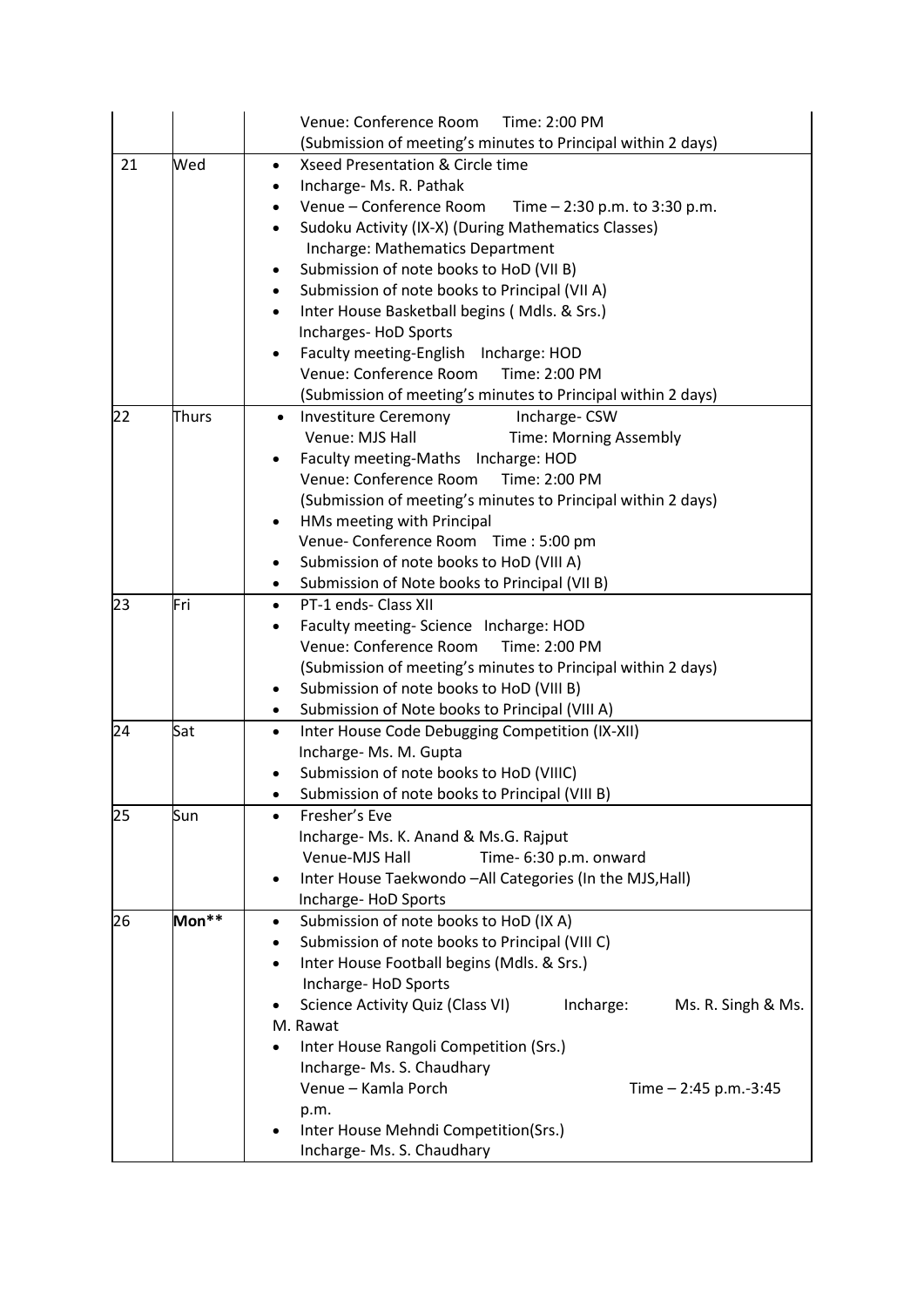| | | |
|---|---|---|
| | | Venue: Conference Room Time: 2:00 PM<br>(Submission of meeting's minutes to Principal within 2 days) |
| 21 | Wed | • Xseed Presentation & Circle time<br>• Incharge- Ms. R. Pathak<br>• Venue – Conference Room Time – 2:30 p.m. to 3:30 p.m.<br>• Sudoku Activity (IX-X) (During Mathematics Classes)<br>Incharge: Mathematics Department<br>• Submission of note books to HoD (VII B)<br>• Submission of note books to Principal (VII A)<br>• Inter House Basketball begins ( Mdls. & Srs.)<br>Incharges- HoD Sports<br>• Faculty meeting-English Incharge: HOD<br>Venue: Conference Room Time: 2:00 PM<br>(Submission of meeting's minutes to Principal within 2 days) |
| 22 | Thurs | • Investiture Ceremony Incharge- CSW<br>Venue: MJS Hall Time: Morning Assembly<br>• Faculty meeting-Maths Incharge: HOD<br>Venue: Conference Room Time: 2:00 PM<br>(Submission of meeting's minutes to Principal within 2 days)<br>• HMs meeting with Principal<br>Venue- Conference Room Time : 5:00 pm<br>• Submission of note books to HoD (VIII A)<br>• Submission of Note books to Principal (VII B) |
| 23 | Fri | • PT-1 ends- Class XII<br>• Faculty meeting- Science Incharge: HOD<br>Venue: Conference Room Time: 2:00 PM<br>(Submission of meeting's minutes to Principal within 2 days)<br>• Submission of note books to HoD (VIII B)<br>• Submission of Note books to Principal (VIII A) |
| 24 | Sat | • Inter House Code Debugging Competition (IX-XII)<br>Incharge- Ms. M. Gupta<br>• Submission of note books to HoD (VIIIC)<br>• Submission of note books to Principal (VIII B) |
| 25 | Sun | • Fresher's Eve<br>Incharge- Ms. K. Anand & Ms.G. Rajput<br>Venue-MJS Hall Time- 6:30 p.m. onward<br>• Inter House Taekwondo –All Categories (In the MJS,Hall)<br>Incharge- HoD Sports |
| 26 | **Mon**** | • Submission of note books to HoD (IX A)<br>• Submission of note books to Principal (VIII C)<br>• Inter House Football begins (Mdls. & Srs.)<br>Incharge- HoD Sports<br>• Science Activity Quiz (Class VI) Incharge: Ms. R. Singh & Ms. M. Rawat<br>• Inter House Rangoli Competition (Srs.)<br>Incharge- Ms. S. Chaudhary<br>Venue – Kamla Porch Time – 2:45 p.m.-3:45 p.m.<br>• Inter House Mehndi Competition(Srs.)<br>Incharge- Ms. S. Chaudhary |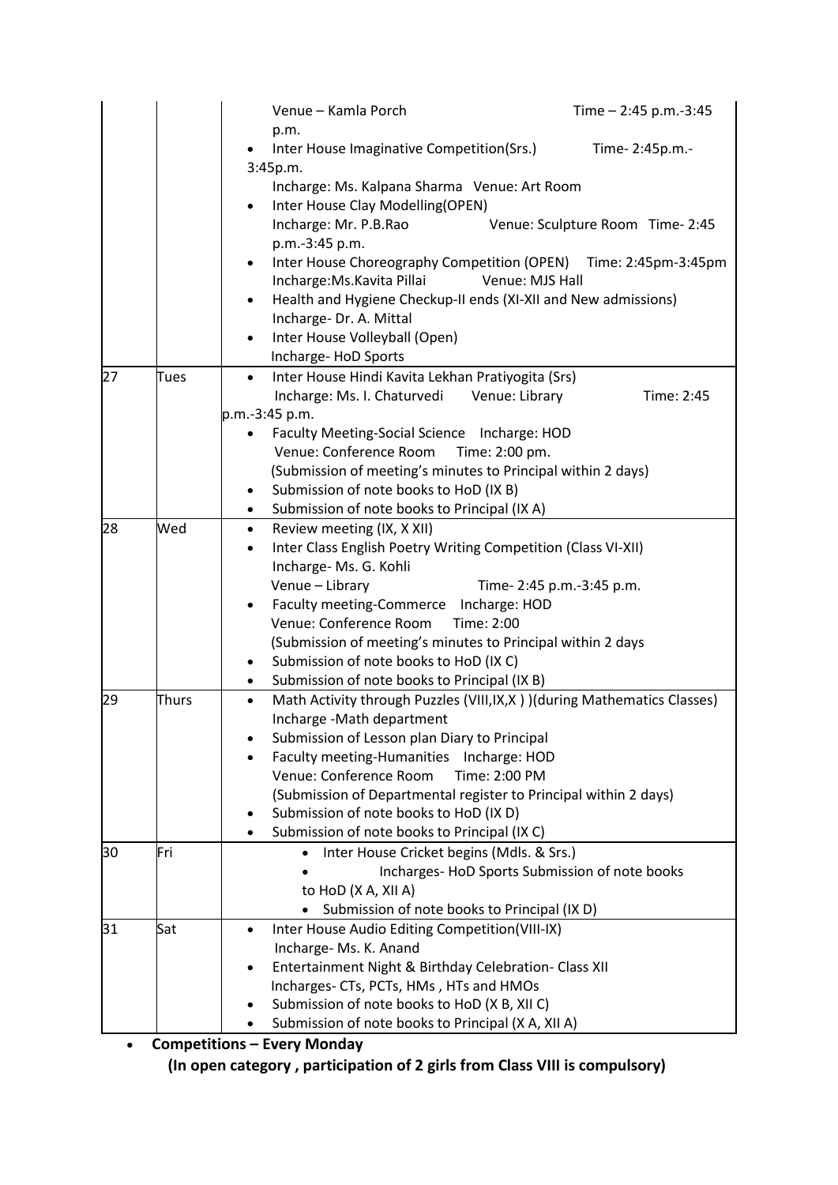| | | |
|---|---|---|
| | | Venue – Kamla Porch Time – 2:45 p.m.-3:45 p.m.<br>• Inter House Imaginative Competition(Srs.) Time- 2:45p.m.-3:45p.m.<br>Incharge: Ms. Kalpana Sharma Venue: Art Room<br>• Inter House Clay Modelling(OPEN)<br>Incharge: Mr. P.B.Rao Venue: Sculpture Room Time- 2:45 p.m.-3:45 p.m.<br>• Inter House Choreography Competition (OPEN) Time: 2:45pm-3:45pm<br>Incharge:Ms.Kavita Pillai Venue: MJS Hall<br>• Health and Hygiene Checkup-II ends (XI-XII and New admissions)<br>Incharge- Dr. A. Mittal<br>• Inter House Volleyball (Open)<br>Incharge- HoD Sports |
| 27 | Tues | • Inter House Hindi Kavita Lekhan Pratiyogita (Srs)<br>Incharge: Ms. I. Chaturvedi Venue: Library Time: 2:45 p.m.-3:45 p.m.<br>• Faculty Meeting-Social Science Incharge: HOD<br>Venue: Conference Room Time: 2:00 pm.<br>(Submission of meeting's minutes to Principal within 2 days)<br>• Submission of note books to HoD (IX B)<br>• Submission of note books to Principal (IX A) |
| 28 | Wed | • Review meeting (IX, X XII)<br>• Inter Class English Poetry Writing Competition (Class VI-XII)<br>Incharge- Ms. G. Kohli<br>Venue – Library Time- 2:45 p.m.-3:45 p.m.<br>• Faculty meeting-Commerce Incharge: HOD<br>Venue: Conference Room Time: 2:00<br>(Submission of meeting's minutes to Principal within 2 days<br>• Submission of note books to HoD (IX C)<br>• Submission of note books to Principal (IX B) |
| 29 | Thurs | • Math Activity through Puzzles (VIII,IX,X ) )(during Mathematics Classes)<br>Incharge -Math department<br>• Submission of Lesson plan Diary to Principal<br>• Faculty meeting-Humanities Incharge: HOD<br>Venue: Conference Room Time: 2:00 PM<br>(Submission of Departmental register to Principal within 2 days)<br>• Submission of note books to HoD (IX D)<br>• Submission of note books to Principal (IX C) |
| 30 | Fri | • Inter House Cricket begins (Mdls. & Srs.)<br>• Incharges- HoD Sports Submission of note books to HoD (X A, XII A)<br>• Submission of note books to Principal (IX D) |
| 31 | Sat | • Inter House Audio Editing Competition(VIII-IX)<br>Incharge- Ms. K. Anand<br>• Entertainment Night & Birthday Celebration- Class XII<br>Incharges- CTs, PCTs, HMs , HTs and HMOs<br>• Submission of note books to HoD (X B, XII C)<br>• Submission of note books to Principal (X A, XII A) |

- **Competitions – Every Monday**

  **(In open category , participation of 2 girls from Class VIII is compulsory)**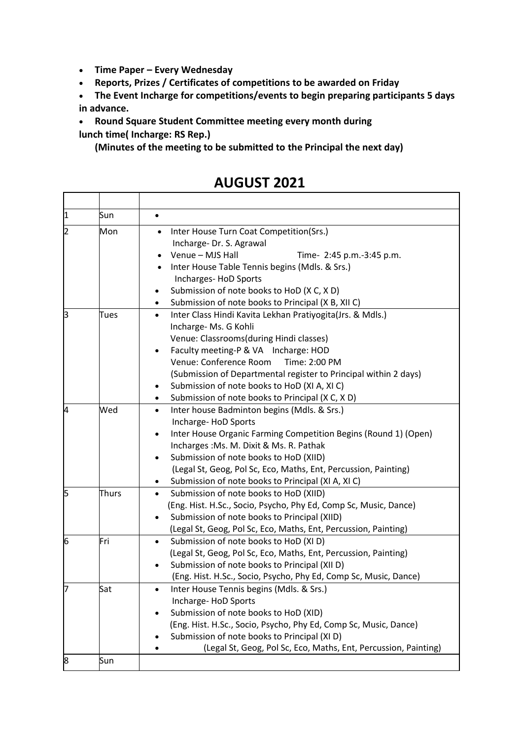- **Time Paper – Every Wednesday**
- **Reports, Prizes / Certificates of competitions to be awarded on Friday**
- **The Event Incharge for competitions/events to begin preparing participants 5 days in advance.**
- **Round Square Student Committee meeting every month during lunch time( Incharge: RS Rep.)**

  **(Minutes of the meeting to be submitted to the Principal the next day)**

## AUGUST 2021

| | | |
|---|---|---|
| 1 | Sun | • |
| 2 | Mon | • Inter House Turn Coat Competition(Srs.) Incharge- Dr. S. Agrawal<br>• Venue – MJS Hall Time- 2:45 p.m.-3:45 p.m.<br>• Inter House Table Tennis begins (Mdls. & Srs.) Incharges- HoD Sports<br>• Submission of note books to HoD (X C, X D)<br>• Submission of note books to Principal (X B, XII C) |
| 3 | Tues | • Inter Class Hindi Kavita Lekhan Pratiyogita(Jrs. & Mdls.) Incharge- Ms. G Kohli Venue: Classrooms(during Hindi classes)<br>• Faculty meeting-P & VA Incharge: HOD Venue: Conference Room Time: 2:00 PM (Submission of Departmental register to Principal within 2 days)<br>• Submission of note books to HoD (XI A, XI C)<br>• Submission of note books to Principal (X C, X D) |
| 4 | Wed | • Inter house Badminton begins (Mdls. & Srs.) Incharge- HoD Sports<br>• Inter House Organic Farming Competition Begins (Round 1) (Open) Incharges :Ms. M. Dixit & Ms. R. Pathak<br>• Submission of note books to HoD (XIID) (Legal St, Geog, Pol Sc, Eco, Maths, Ent, Percussion, Painting)<br>• Submission of note books to Principal (XI A, XI C) |
| 5 | Thurs | • Submission of note books to HoD (XIID) (Eng. Hist. H.Sc., Socio, Psycho, Phy Ed, Comp Sc, Music, Dance)<br>• Submission of note books to Principal (XIID) (Legal St, Geog, Pol Sc, Eco, Maths, Ent, Percussion, Painting) |
| 6 | Fri | • Submission of note books to HoD (XI D) (Legal St, Geog, Pol Sc, Eco, Maths, Ent, Percussion, Painting)<br>• Submission of note books to Principal (XII D) (Eng. Hist. H.Sc., Socio, Psycho, Phy Ed, Comp Sc, Music, Dance) |
| 7 | Sat | • Inter House Tennis begins (Mdls. & Srs.) Incharge- HoD Sports<br>• Submission of note books to HoD (XID) (Eng. Hist. H.Sc., Socio, Psycho, Phy Ed, Comp Sc, Music, Dance)<br>• Submission of note books to Principal (XI D)<br>• (Legal St, Geog, Pol Sc, Eco, Maths, Ent, Percussion, Painting) |
| 8 | Sun | |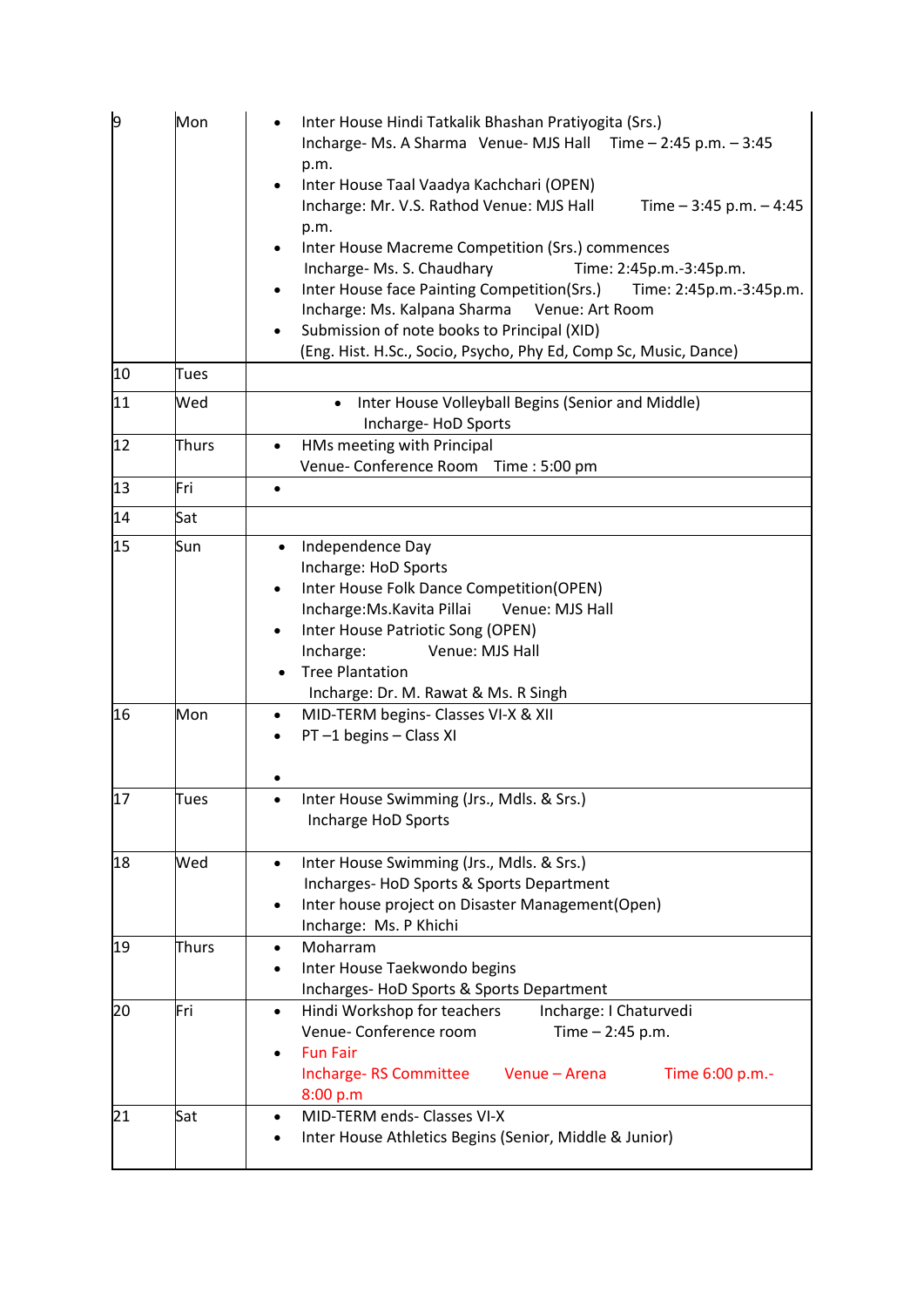| | | |
|---|---|---|
| 9 | Mon | • Inter House Hindi Tatkalik Bhashan Pratiyogita (Srs.)<br>Incharge- Ms. A Sharma Venue- MJS Hall Time – 2:45 p.m. – 3:45 p.m.<br>• Inter House Taal Vaadya Kachchari (OPEN)<br>Incharge: Mr. V.S. Rathod Venue: MJS Hall Time – 3:45 p.m. – 4:45 p.m.<br>• Inter House Macreme Competition (Srs.) commences<br>Incharge- Ms. S. Chaudhary Time: 2:45p.m.-3:45p.m.<br>• Inter House face Painting Competition(Srs.) Time: 2:45p.m.-3:45p.m.<br>Incharge: Ms. Kalpana Sharma Venue: Art Room<br>• Submission of note books to Principal (XID)<br>(Eng. Hist. H.Sc., Socio, Psycho, Phy Ed, Comp Sc, Music, Dance) |
| 10 | Tues | |
| 11 | Wed | • Inter House Volleyball Begins (Senior and Middle)<br>Incharge- HoD Sports |
| 12 | Thurs | • HMs meeting with Principal<br>Venue- Conference Room Time : 5:00 pm |
| 13 | Fri | • |
| 14 | Sat | |
| 15 | Sun | • Independence Day<br>Incharge: HoD Sports<br>• Inter House Folk Dance Competition(OPEN)<br>Incharge:Ms.Kavita Pillai Venue: MJS Hall<br>• Inter House Patriotic Song (OPEN)<br>Incharge: Venue: MJS Hall<br>• Tree Plantation<br>Incharge: Dr. M. Rawat & Ms. R Singh |
| 16 | Mon | • MID-TERM begins- Classes VI-X & XII<br>• PT –1 begins – Class XI<br>• |
| 17 | Tues | • Inter House Swimming (Jrs., Mdls. & Srs.)<br>Incharge HoD Sports |
| 18 | Wed | • Inter House Swimming (Jrs., Mdls. & Srs.)<br>Incharges- HoD Sports & Sports Department<br>• Inter house project on Disaster Management(Open)<br>Incharge: Ms. P Khichi |
| 19 | Thurs | • Moharram<br>• Inter House Taekwondo begins<br>Incharges- HoD Sports & Sports Department |
| 20 | Fri | • Hindi Workshop for teachers Incharge: I Chaturvedi<br>Venue- Conference room Time – 2:45 p.m.<br>• Fun Fair<br>Incharge- RS Committee Venue – Arena Time 6:00 p.m.- 8:00 p.m |
| 21 | Sat | • MID-TERM ends- Classes VI-X<br>• Inter House Athletics Begins (Senior, Middle & Junior) |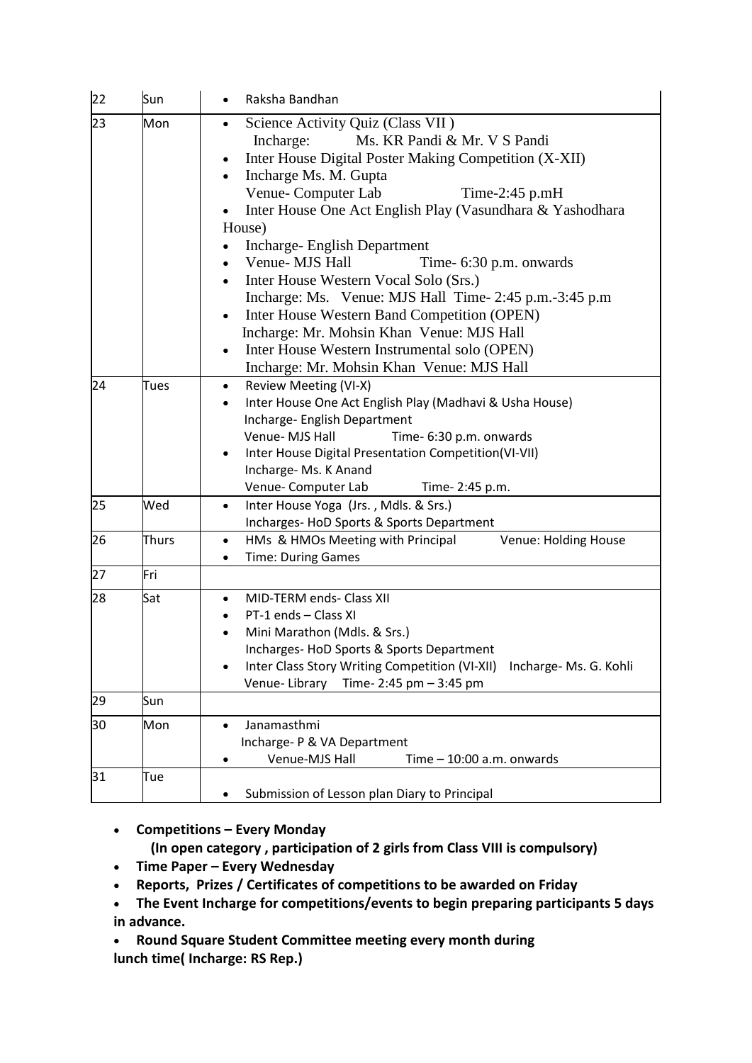| | | |
|---|---|---|
| 22 | Sun | • Raksha Bandhan |
| 23 | Mon | • Science Activity Quiz (Class VII ) <br> Incharge: Ms. KR Pandi & Mr. V S Pandi <br> • Inter House Digital Poster Making Competition (X-XII) <br> • Incharge Ms. M. Gupta <br> Venue- Computer Lab Time-2:45 p.mH <br> • Inter House One Act English Play (Vasundhara & Yashodhara House) <br> • Incharge- English Department <br> • Venue- MJS Hall Time- 6:30 p.m. onwards <br> • Inter House Western Vocal Solo (Srs.) <br> Incharge: Ms. Venue: MJS Hall Time- 2:45 p.m.-3:45 p.m <br> • Inter House Western Band Competition (OPEN) <br> Incharge: Mr. Mohsin Khan Venue: MJS Hall <br> • Inter House Western Instrumental solo (OPEN) <br> Incharge: Mr. Mohsin Khan Venue: MJS Hall |
| 24 | Tues | • Review Meeting (VI-X) <br> • Inter House One Act English Play (Madhavi & Usha House) <br> Incharge- English Department <br> Venue- MJS Hall Time- 6:30 p.m. onwards <br> • Inter House Digital Presentation Competition(VI-VII) <br> Incharge- Ms. K Anand <br> Venue- Computer Lab Time- 2:45 p.m. |
| 25 | Wed | • Inter House Yoga (Jrs. , Mdls. & Srs.) <br> Incharges- HoD Sports & Sports Department |
| 26 | Thurs | • HMs & HMOs Meeting with Principal Venue: Holding House <br> • Time: During Games |
| 27 | Fri | |
| 28 | Sat | • MID-TERM ends- Class XII <br> • PT-1 ends – Class XI <br> • Mini Marathon (Mdls. & Srs.) <br> Incharges- HoD Sports & Sports Department <br> • Inter Class Story Writing Competition (VI-XII) Incharge- Ms. G. Kohli <br> Venue- Library Time- 2:45 pm – 3:45 pm |
| 29 | Sun | |
| 30 | Mon | • Janamasthmi <br> Incharge- P & VA Department <br> • Venue-MJS Hall Time – 10:00 a.m. onwards |
| 31 | Tue | • Submission of Lesson plan Diary to Principal |

- **Competitions – Every Monday**
  **(In open category , participation of 2 girls from Class VIII is compulsory)**
- **Time Paper – Every Wednesday**
- **Reports, Prizes / Certificates of competitions to be awarded on Friday**
- **The Event Incharge for competitions/events to begin preparing participants 5 days in advance.**
- **Round Square Student Committee meeting every month during lunch time( Incharge: RS Rep.)**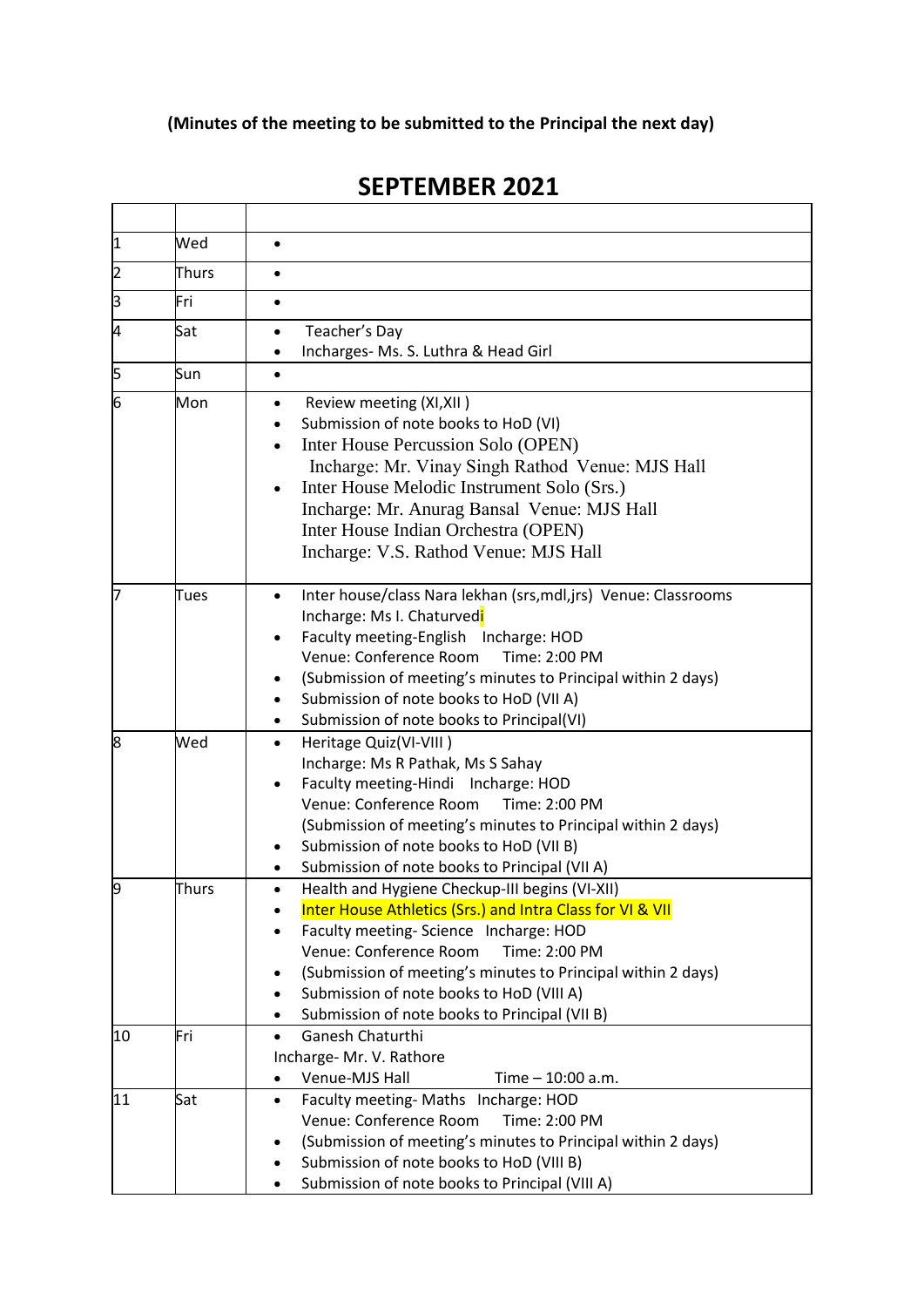**(Minutes of the meeting to be submitted to the Principal the next day)**

## SEPTEMBER 2021

| | | |
|---|---|---|
| 1 | Wed | • |
| 2 | Thurs | • |
| 3 | Fri | • |
| 4 | Sat | • Teacher's Day<br>• Incharges- Ms. S. Luthra & Head Girl |
| 5 | Sun | • |
| 6 | Mon | • Review meeting (XI,XII )<br>• Submission of note books to HoD (VI)<br>• Inter House Percussion Solo (OPEN)<br>Incharge: Mr. Vinay Singh Rathod Venue: MJS Hall<br>• Inter House Melodic Instrument Solo (Srs.)<br>Incharge: Mr. Anurag Bansal Venue: MJS Hall<br>Inter House Indian Orchestra (OPEN)<br>Incharge: V.S. Rathod Venue: MJS Hall |
| 7 | Tues | • Inter house/class Nara lekhan (srs,mdl,jrs) Venue: Classrooms<br>Incharge: Ms I. Chaturvedi<br>• Faculty meeting-English Incharge: HOD<br>Venue: Conference Room Time: 2:00 PM<br>• (Submission of meeting's minutes to Principal within 2 days)<br>• Submission of note books to HoD (VII A)<br>• Submission of note books to Principal(VI) |
| 8 | Wed | • Heritage Quiz(VI-VIII )<br>Incharge: Ms R Pathak, Ms S Sahay<br>• Faculty meeting-Hindi Incharge: HOD<br>Venue: Conference Room Time: 2:00 PM<br>(Submission of meeting's minutes to Principal within 2 days)<br>• Submission of note books to HoD (VII B)<br>• Submission of note books to Principal (VII A) |
| 9 | Thurs | • Health and Hygiene Checkup-III begins (VI-XII)<br>• Inter House Athletics (Srs.) and Intra Class for VI & VII<br>• Faculty meeting- Science Incharge: HOD<br>Venue: Conference Room Time: 2:00 PM<br>• (Submission of meeting's minutes to Principal within 2 days)<br>• Submission of note books to HoD (VIII A)<br>• Submission of note books to Principal (VII B) |
| 10 | Fri | • Ganesh Chaturthi<br>Incharge- Mr. V. Rathore<br>• Venue-MJS Hall Time – 10:00 a.m. |
| 11 | Sat | • Faculty meeting- Maths Incharge: HOD<br>Venue: Conference Room Time: 2:00 PM<br>• (Submission of meeting's minutes to Principal within 2 days)<br>• Submission of note books to HoD (VIII B)<br>• Submission of note books to Principal (VIII A) |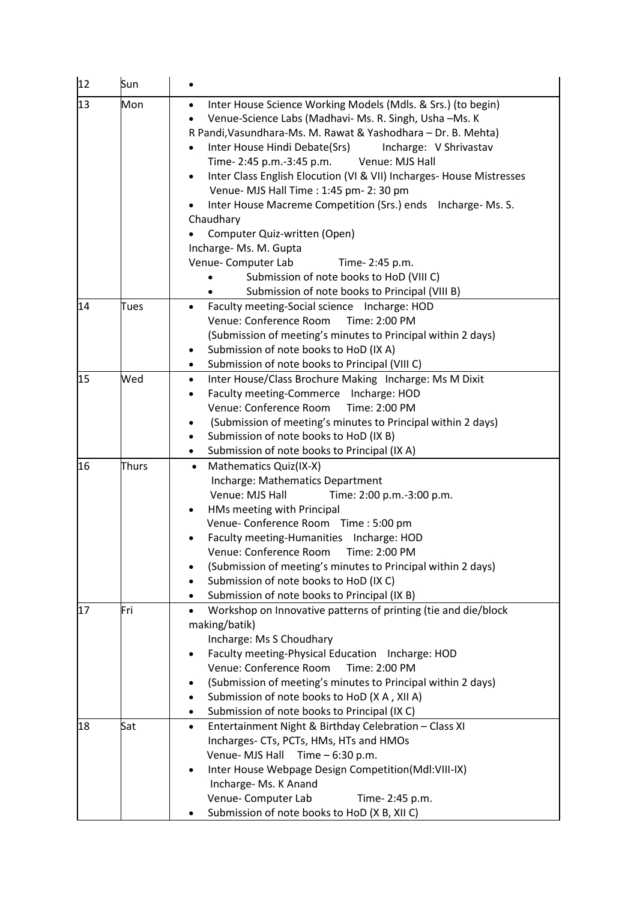| 12 | Sun | • |
|---|---|---|
| 13 | Mon | • Inter House Science Working Models (Mdls. & Srs.) (to begin)<br>• Venue-Science Labs (Madhavi- Ms. R. Singh, Usha –Ms. K R Pandi,Vasundhara-Ms. M. Rawat & Yashodhara – Dr. B. Mehta)<br>• Inter House Hindi Debate(Srs) Incharge: V Shrivastav Time- 2:45 p.m.-3:45 p.m. Venue: MJS Hall<br>• Inter Class English Elocution (VI & VII) Incharges- House Mistresses Venue- MJS Hall Time : 1:45 pm- 2: 30 pm<br>• Inter House Macreme Competition (Srs.) ends Incharge- Ms. S. Chaudhary<br>• Computer Quiz-written (Open) Incharge- Ms. M. Gupta Venue- Computer Lab Time- 2:45 p.m.<br>• Submission of note books to HoD (VIII C)<br>• Submission of note books to Principal (VIII B) |
| 14 | Tues | • Faculty meeting-Social science Incharge: HOD Venue: Conference Room Time: 2:00 PM (Submission of meeting's minutes to Principal within 2 days)<br>• Submission of note books to HoD (IX A)<br>• Submission of note books to Principal (VIII C) |
| 15 | Wed | • Inter House/Class Brochure Making Incharge: Ms M Dixit<br>• Faculty meeting-Commerce Incharge: HOD Venue: Conference Room Time: 2:00 PM<br>• (Submission of meeting's minutes to Principal within 2 days)<br>• Submission of note books to HoD (IX B)<br>• Submission of note books to Principal (IX A) |
| 16 | Thurs | • Mathematics Quiz(IX-X) Incharge: Mathematics Department Venue: MJS Hall Time: 2:00 p.m.-3:00 p.m.<br>• HMs meeting with Principal Venue- Conference Room Time : 5:00 pm<br>• Faculty meeting-Humanities Incharge: HOD Venue: Conference Room Time: 2:00 PM<br>• (Submission of meeting's minutes to Principal within 2 days)<br>• Submission of note books to HoD (IX C)<br>• Submission of note books to Principal (IX B) |
| 17 | Fri | • Workshop on Innovative patterns of printing (tie and die/block making/batik) Incharge: Ms S Choudhary<br>• Faculty meeting-Physical Education Incharge: HOD Venue: Conference Room Time: 2:00 PM<br>• (Submission of meeting's minutes to Principal within 2 days)<br>• Submission of note books to HoD (X A , XII A)<br>• Submission of note books to Principal (IX C) |
| 18 | Sat | • Entertainment Night & Birthday Celebration – Class XI Incharges- CTs, PCTs, HMs, HTs and HMOs Venue- MJS Hall Time – 6:30 p.m.<br>• Inter House Webpage Design Competition(Mdl:VIII-IX) Incharge- Ms. K Anand Venue- Computer Lab Time- 2:45 p.m.<br>• Submission of note books to HoD (X B, XII C) |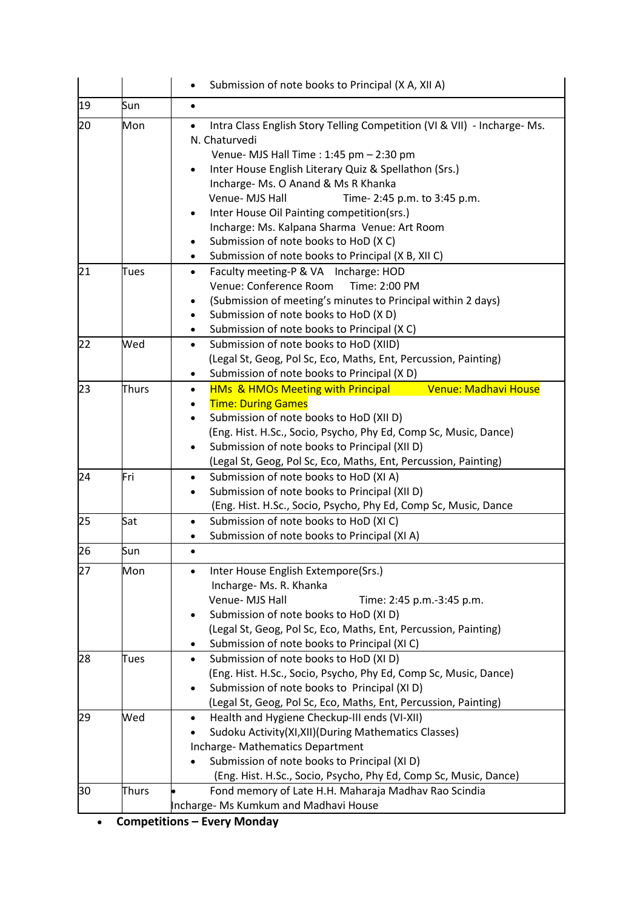| | | |
|---|---|---|
| | | • Submission of note books to Principal (X A, XII A) |
| 19 | Sun | • |
| 20 | Mon | • Intra Class English Story Telling Competition (VI & VII) - Incharge- Ms. N. Chaturvedi<br>Venue- MJS Hall Time : 1:45 pm – 2:30 pm<br>• Inter House English Literary Quiz & Spellathon (Srs.)<br>Incharge- Ms. O Anand & Ms R Khanka<br>Venue- MJS Hall Time- 2:45 p.m. to 3:45 p.m.<br>• Inter House Oil Painting competition(srs.)<br>Incharge: Ms. Kalpana Sharma Venue: Art Room<br>• Submission of note books to HoD (X C)<br>• Submission of note books to Principal (X B, XII C) |
| 21 | Tues | • Faculty meeting-P & VA Incharge: HOD<br>Venue: Conference Room Time: 2:00 PM<br>• (Submission of meeting's minutes to Principal within 2 days)<br>• Submission of note books to HoD (X D)<br>• Submission of note books to Principal (X C) |
| 22 | Wed | • Submission of note books to HoD (XIID)<br>(Legal St, Geog, Pol Sc, Eco, Maths, Ent, Percussion, Painting)<br>• Submission of note books to Principal (X D) |
| 23 | Thurs | • HMs & HMOs Meeting with Principal Venue: Madhavi House<br>• Time: During Games<br>• Submission of note books to HoD (XII D)<br>(Eng. Hist. H.Sc., Socio, Psycho, Phy Ed, Comp Sc, Music, Dance)<br>• Submission of note books to Principal (XII D)<br>(Legal St, Geog, Pol Sc, Eco, Maths, Ent, Percussion, Painting) |
| 24 | Fri | • Submission of note books to HoD (XI A)<br>• Submission of note books to Principal (XII D)<br>(Eng. Hist. H.Sc., Socio, Psycho, Phy Ed, Comp Sc, Music, Dance |
| 25 | Sat | • Submission of note books to HoD (XI C)<br>• Submission of note books to Principal (XI A) |
| 26 | Sun | • |
| 27 | Mon | • Inter House English Extempore(Srs.)<br>Incharge- Ms. R. Khanka<br>Venue- MJS Hall Time: 2:45 p.m.-3:45 p.m.<br>• Submission of note books to HoD (XI D)<br>(Legal St, Geog, Pol Sc, Eco, Maths, Ent, Percussion, Painting)<br>• Submission of note books to Principal (XI C) |
| 28 | Tues | • Submission of note books to HoD (XI D)<br>(Eng. Hist. H.Sc., Socio, Psycho, Phy Ed, Comp Sc, Music, Dance)<br>• Submission of note books to Principal (XI D)<br>(Legal St, Geog, Pol Sc, Eco, Maths, Ent, Percussion, Painting) |
| 29 | Wed | • Health and Hygiene Checkup-III ends (VI-XII)<br>• Sudoku Activity(XI,XII)(During Mathematics Classes)<br>Incharge- Mathematics Department<br>• Submission of note books to Principal (XI D)<br>(Eng. Hist. H.Sc., Socio, Psycho, Phy Ed, Comp Sc, Music, Dance) |
| 30 | Thurs | • Fond memory of Late H.H. Maharaja Madhav Rao Scindia<br>Incharge- Ms Kumkum and Madhavi House |

- **Competitions – Every Monday**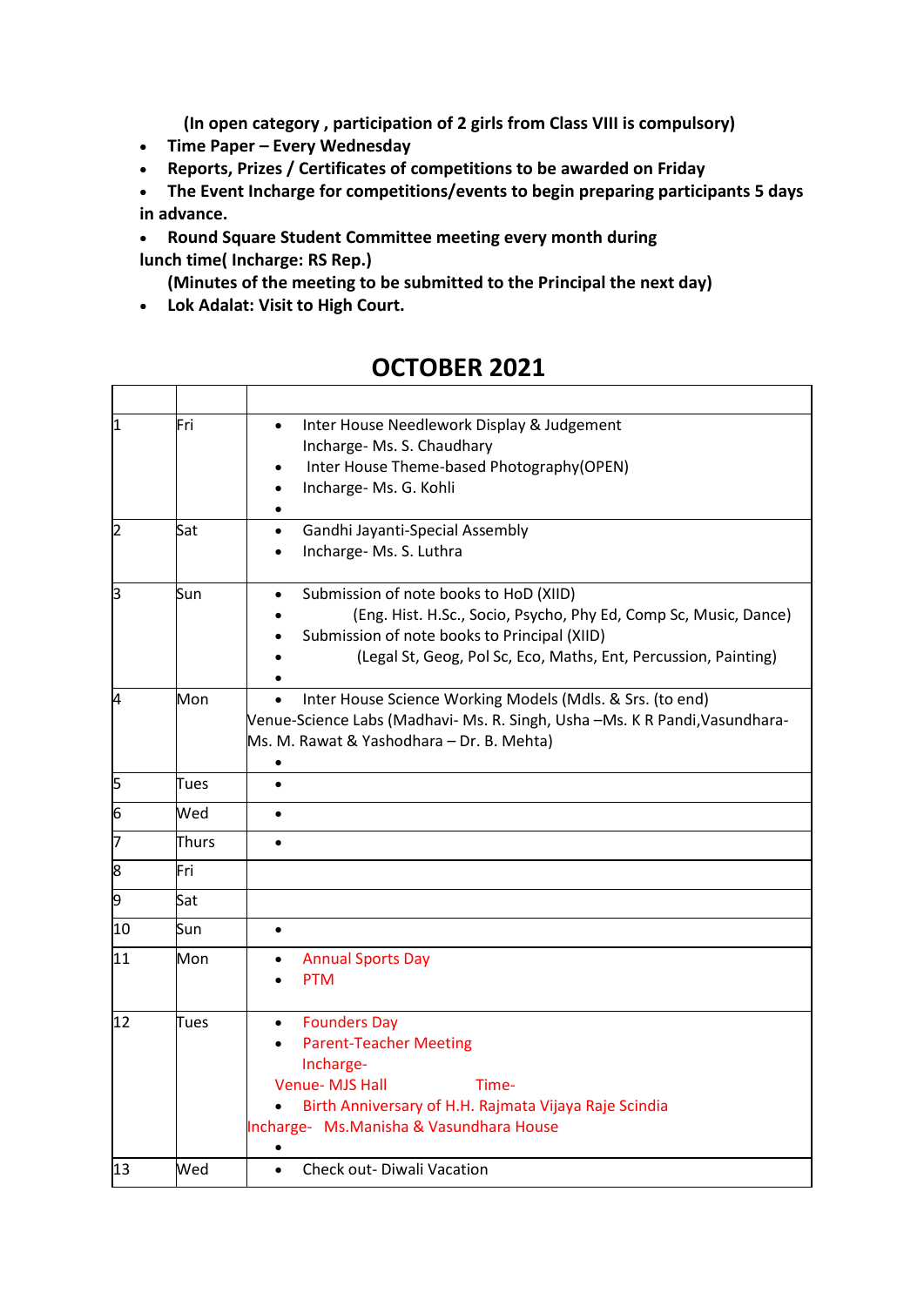(In open category , participation of 2 girls from Class VIII is compulsory)

- **Time Paper – Every Wednesday**
- **Reports, Prizes / Certificates of competitions to be awarded on Friday**
- **The Event Incharge for competitions/events to begin preparing participants 5 days in advance.**
- **Round Square Student Committee meeting every month during lunch time( Incharge: RS Rep.)**

  **(Minutes of the meeting to be submitted to the Principal the next day)**
- **Lok Adalat: Visit to High Court.**

# OCTOBER 2021

| | | |
|---|---|---|
| 1 | Fri | • Inter House Needlework Display & Judgement<br>Incharge- Ms. S. Chaudhary<br>• Inter House Theme-based Photography(OPEN)<br>• Incharge- Ms. G. Kohli<br>• |
| 2 | Sat | • Gandhi Jayanti-Special Assembly<br>• Incharge- Ms. S. Luthra |
| 3 | Sun | • Submission of note books to HoD (XIID)<br>• (Eng. Hist. H.Sc., Socio, Psycho, Phy Ed, Comp Sc, Music, Dance)<br>• Submission of note books to Principal (XIID)<br>• (Legal St, Geog, Pol Sc, Eco, Maths, Ent, Percussion, Painting)<br>• |
| 4 | Mon | • Inter House Science Working Models (Mdls. & Srs. (to end)<br>Venue-Science Labs (Madhavi- Ms. R. Singh, Usha –Ms. K R Pandi,Vasundhara-Ms. M. Rawat & Yashodhara – Dr. B. Mehta)<br>• |
| 5 | Tues | • |
| 6 | Wed | • |
| 7 | Thurs | • |
| 8 | Fri | |
| 9 | Sat | |
| 10 | Sun | • |
| 11 | Mon | • Annual Sports Day<br>• PTM |
| 12 | Tues | • Founders Day<br>• Parent-Teacher Meeting<br>Incharge-<br>Venue- MJS Hall Time-<br>• Birth Anniversary of H.H. Rajmata Vijaya Raje Scindia<br>Incharge- Ms.Manisha & Vasundhara House<br>• |
| 13 | Wed | • Check out- Diwali Vacation |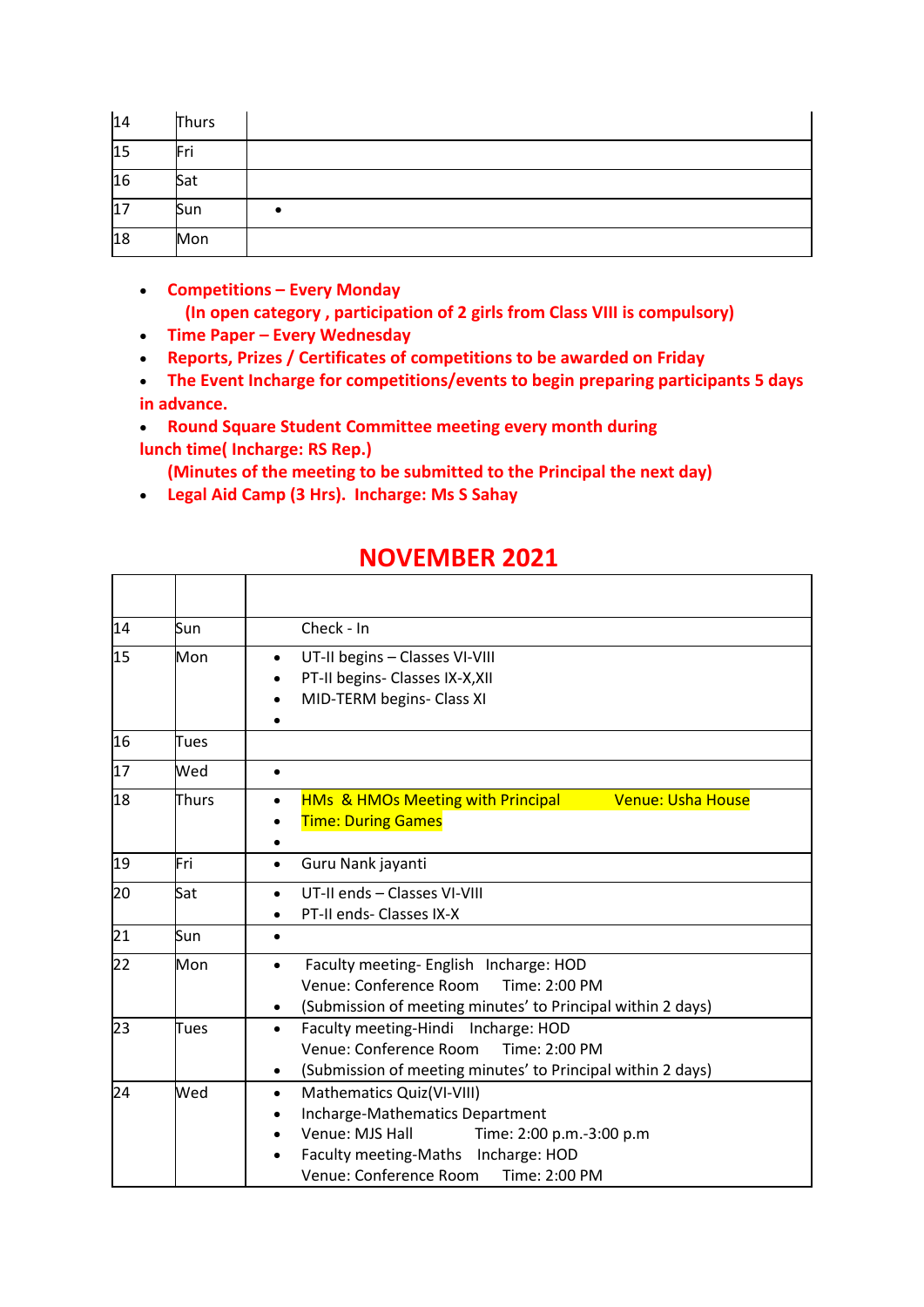| | | |
|---|---|---|
| 14 | Thurs | |
| 15 | Fri | |
| 16 | Sat | |
| 17 | Sun | • |
| 18 | Mon | |

- **Competitions – Every Monday**
  **(In open category , participation of 2 girls from Class VIII is compulsory)**
- **Time Paper – Every Wednesday**
- **Reports, Prizes / Certificates of competitions to be awarded on Friday**
- **The Event Incharge for competitions/events to begin preparing participants 5 days in advance.**
- **Round Square Student Committee meeting every month during lunch time( Incharge: RS Rep.)**
  **(Minutes of the meeting to be submitted to the Principal the next day)**
- **Legal Aid Camp (3 Hrs). Incharge: Ms S Sahay**

## NOVEMBER 2021

| | | |
|---|---|---|
| 14 | Sun | Check - In |
| 15 | Mon | • UT-II begins – Classes VI-VIII<br>• PT-II begins- Classes IX-X,XII<br>• MID-TERM begins- Class XI<br>• |
| 16 | Tues | |
| 17 | Wed | • |
| 18 | Thurs | • HMs & HMOs Meeting with Principal Venue: Usha House<br>• Time: During Games<br>• |
| 19 | Fri | • Guru Nank jayanti |
| 20 | Sat | • UT-II ends – Classes VI-VIII<br>• PT-II ends- Classes IX-X |
| 21 | Sun | • |
| 22 | Mon | • Faculty meeting- English Incharge: HOD Venue: Conference Room Time: 2:00 PM<br>• (Submission of meeting minutes' to Principal within 2 days) |
| 23 | Tues | • Faculty meeting-Hindi Incharge: HOD Venue: Conference Room Time: 2:00 PM<br>• (Submission of meeting minutes' to Principal within 2 days) |
| 24 | Wed | • Mathematics Quiz(VI-VIII)<br>• Incharge-Mathematics Department<br>• Venue: MJS Hall Time: 2:00 p.m.-3:00 p.m<br>• Faculty meeting-Maths Incharge: HOD Venue: Conference Room Time: 2:00 PM |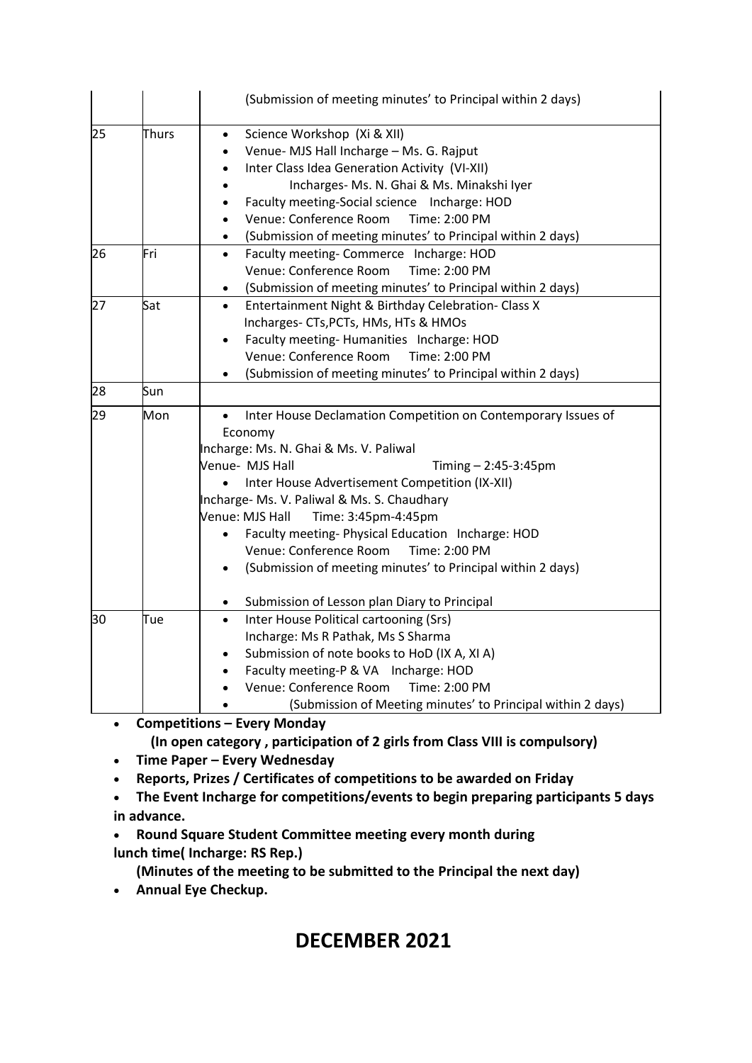| | | |
|---|---|---|
| | | (Submission of meeting minutes' to Principal within 2 days) |
| 25 | Thurs | • Science Workshop (Xi & XII)<br>• Venue- MJS Hall Incharge – Ms. G. Rajput<br>• Inter Class Idea Generation Activity (VI-XII)<br>• Incharges- Ms. N. Ghai & Ms. Minakshi Iyer<br>• Faculty meeting-Social science Incharge: HOD<br>• Venue: Conference Room Time: 2:00 PM<br>• (Submission of meeting minutes' to Principal within 2 days) |
| 26 | Fri | • Faculty meeting- Commerce Incharge: HOD<br>Venue: Conference Room Time: 2:00 PM<br>• (Submission of meeting minutes' to Principal within 2 days) |
| 27 | Sat | • Entertainment Night & Birthday Celebration- Class X<br>Incharges- CTs,PCTs, HMs, HTs & HMOs<br>• Faculty meeting- Humanities Incharge: HOD<br>Venue: Conference Room Time: 2:00 PM<br>• (Submission of meeting minutes' to Principal within 2 days) |
| 28 | Sun | |
| 29 | Mon | • Inter House Declamation Competition on Contemporary Issues of Economy<br>Incharge: Ms. N. Ghai & Ms. V. Paliwal<br>Venue- MJS Hall Timing – 2:45-3:45pm<br>• Inter House Advertisement Competition (IX-XII)<br>Incharge- Ms. V. Paliwal & Ms. S. Chaudhary<br>Venue: MJS Hall Time: 3:45pm-4:45pm<br>• Faculty meeting- Physical Education Incharge: HOD<br>Venue: Conference Room Time: 2:00 PM<br>• (Submission of meeting minutes' to Principal within 2 days)<br>• Submission of Lesson plan Diary to Principal |
| 30 | Tue | • Inter House Political cartooning (Srs)<br>Incharge: Ms R Pathak, Ms S Sharma<br>• Submission of note books to HoD (IX A, XI A)<br>• Faculty meeting-P & VA Incharge: HOD<br>• Venue: Conference Room Time: 2:00 PM<br>• (Submission of Meeting minutes' to Principal within 2 days) |

- **Competitions – Every Monday**
  **(In open category , participation of 2 girls from Class VIII is compulsory)**
- **Time Paper – Every Wednesday**
- **Reports, Prizes / Certificates of competitions to be awarded on Friday**
- **The Event Incharge for competitions/events to begin preparing participants 5 days in advance.**
- **Round Square Student Committee meeting every month during lunch time( Incharge: RS Rep.)**
  **(Minutes of the meeting to be submitted to the Principal the next day)**
- **Annual Eye Checkup.**

# DECEMBER 2021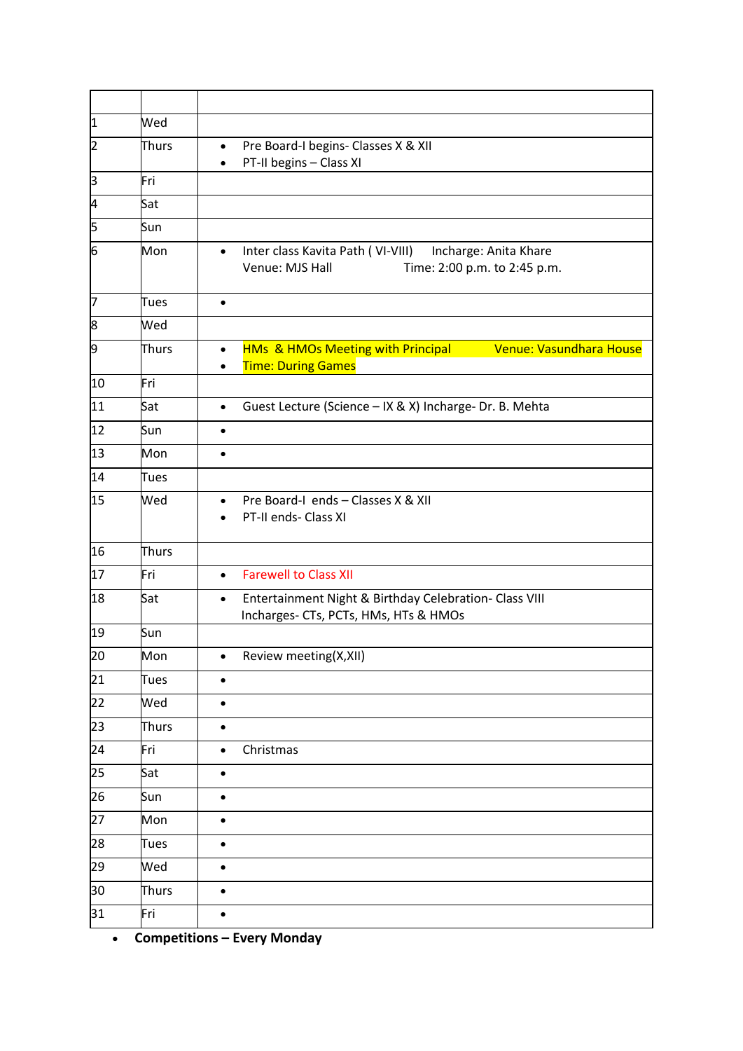| | | |
|---|---|---|
| 1 | Wed | |
| 2 | Thurs | • Pre Board-I begins- Classes X & XII<br>• PT-II begins – Class XI |
| 3 | Fri | |
| 4 | Sat | |
| 5 | Sun | |
| 6 | Mon | • Inter class Kavita Path ( VI-VIII) Incharge: Anita Khare<br>Venue: MJS Hall Time: 2:00 p.m. to 2:45 p.m. |
| 7 | Tues | • |
| 8 | Wed | |
| 9 | Thurs | • HMs & HMOs Meeting with Principal Venue: Vasundhara House<br>• Time: During Games |
| 10 | Fri | |
| 11 | Sat | • Guest Lecture (Science – IX & X) Incharge- Dr. B. Mehta |
| 12 | Sun | • |
| 13 | Mon | • |
| 14 | Tues | |
| 15 | Wed | • Pre Board-I ends – Classes X & XII<br>• PT-II ends- Class XI |
| 16 | Thurs | |
| 17 | Fri | • Farewell to Class XII |
| 18 | Sat | • Entertainment Night & Birthday Celebration- Class VIII<br>Incharges- CTs, PCTs, HMs, HTs & HMOs |
| 19 | Sun | |
| 20 | Mon | • Review meeting(X,XII) |
| 21 | Tues | • |
| 22 | Wed | • |
| 23 | Thurs | • |
| 24 | Fri | • Christmas |
| 25 | Sat | • |
| 26 | Sun | • |
| 27 | Mon | • |
| 28 | Tues | • |
| 29 | Wed | • |
| 30 | Thurs | • |
| 31 | Fri | • |

- **Competitions – Every Monday**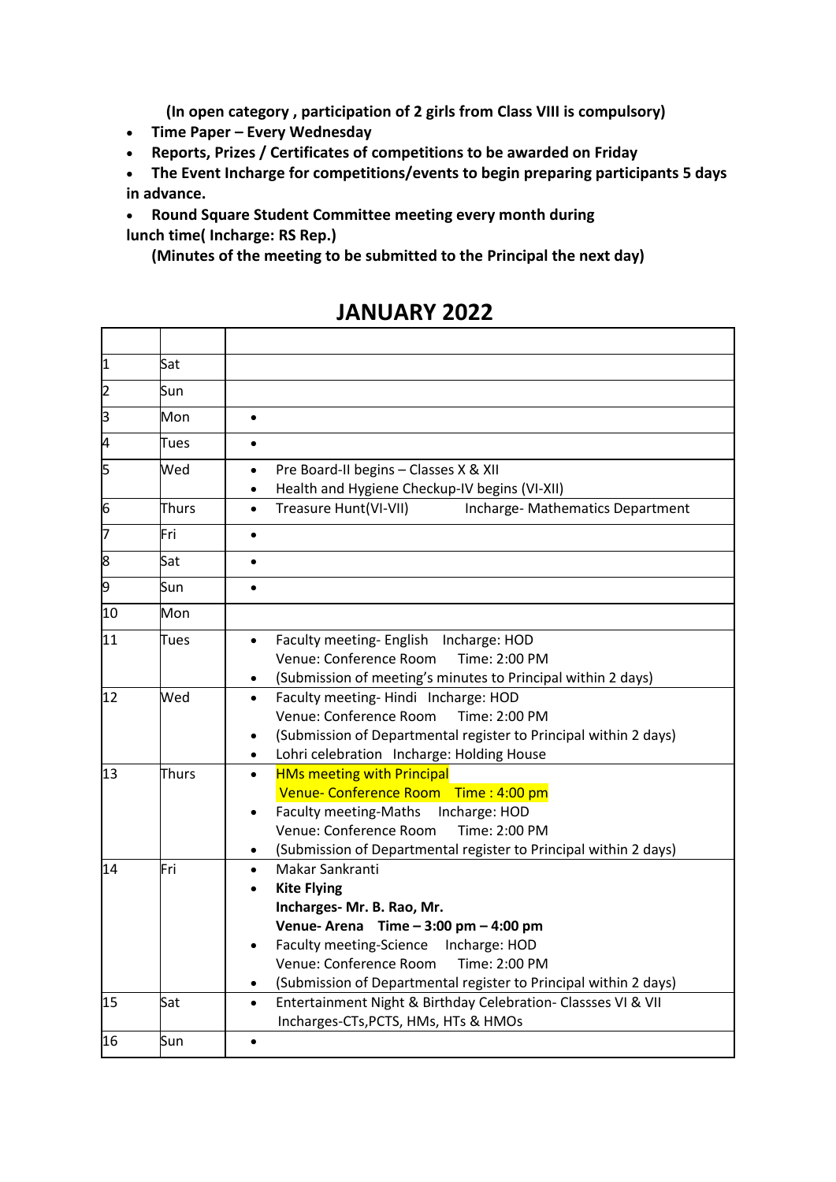(In open category , participation of 2 girls from Class VIII is compulsory)

- **Time Paper – Every Wednesday**
- **Reports, Prizes / Certificates of competitions to be awarded on Friday**
- **The Event Incharge for competitions/events to begin preparing participants 5 days in advance.**
- **Round Square Student Committee meeting every month during lunch time( Incharge: RS Rep.)**

**(Minutes of the meeting to be submitted to the Principal the next day)**

## JANUARY 2022

| | | |
|---|---|---|
| 1 | Sat | |
| 2 | Sun | |
| 3 | Mon | • |
| 4 | Tues | • |
| 5 | Wed | • Pre Board-II begins – Classes X & XII<br>• Health and Hygiene Checkup-IV begins (VI-XII) |
| 6 | Thurs | • Treasure Hunt(VI-VII) Incharge- Mathematics Department |
| 7 | Fri | • |
| 8 | Sat | • |
| 9 | Sun | • |
| 10 | Mon | |
| 11 | Tues | • Faculty meeting- English Incharge: HOD<br>Venue: Conference Room Time: 2:00 PM<br>• (Submission of meeting's minutes to Principal within 2 days) |
| 12 | Wed | • Faculty meeting- Hindi Incharge: HOD<br>Venue: Conference Room Time: 2:00 PM<br>• (Submission of Departmental register to Principal within 2 days)<br>• Lohri celebration Incharge: Holding House |
| 13 | Thurs | • HMs meeting with Principal<br>Venue- Conference Room Time : 4:00 pm<br>• Faculty meeting-Maths Incharge: HOD<br>Venue: Conference Room Time: 2:00 PM<br>• (Submission of Departmental register to Principal within 2 days) |
| 14 | Fri | • Makar Sankranti<br>• **Kite Flying**<br>**Incharges- Mr. B. Rao, Mr.**<br>**Venue- Arena Time – 3:00 pm – 4:00 pm**<br>• Faculty meeting-Science Incharge: HOD<br>Venue: Conference Room Time: 2:00 PM<br>• (Submission of Departmental register to Principal within 2 days) |
| 15 | Sat | • Entertainment Night & Birthday Celebration- Classses VI & VII<br>Incharges-CTs,PCTS, HMs, HTs & HMOs |
| 16 | Sun | • |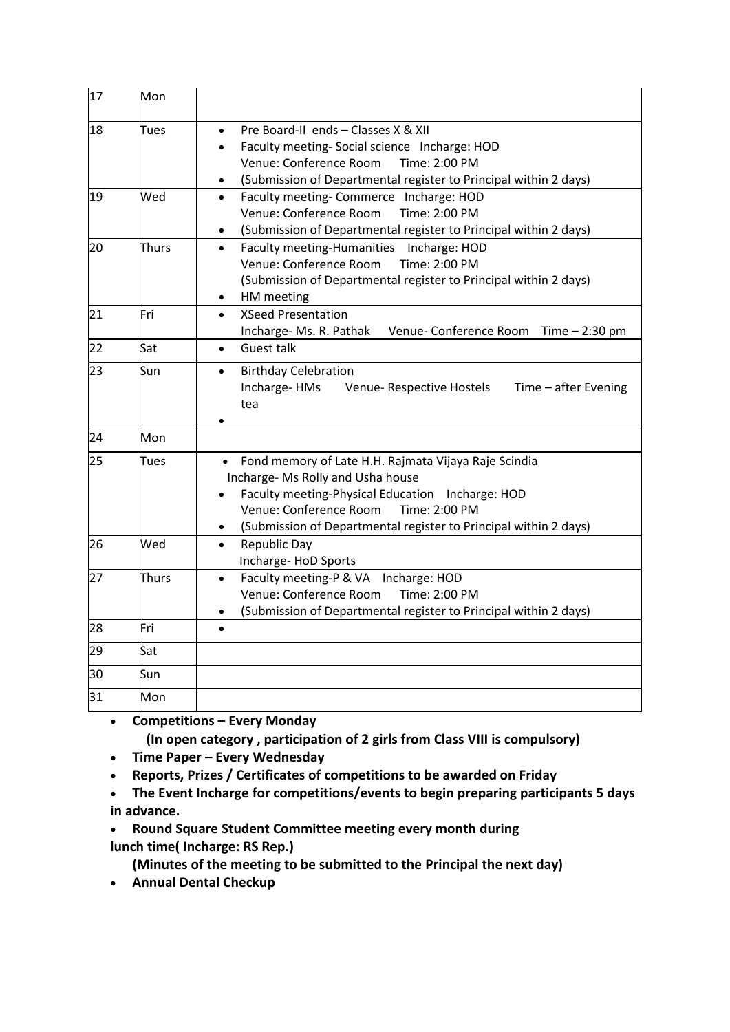| 17 | Mon | |
|---|---|---|
| 18 | Tues | • Pre Board-II ends – Classes X & XII<br>• Faculty meeting- Social science Incharge: HOD<br>Venue: Conference Room Time: 2:00 PM<br>• (Submission of Departmental register to Principal within 2 days) |
| 19 | Wed | • Faculty meeting- Commerce Incharge: HOD<br>Venue: Conference Room Time: 2:00 PM<br>• (Submission of Departmental register to Principal within 2 days) |
| 20 | Thurs | • Faculty meeting-Humanities Incharge: HOD<br>Venue: Conference Room Time: 2:00 PM<br>(Submission of Departmental register to Principal within 2 days)<br>• HM meeting |
| 21 | Fri | • XSeed Presentation<br>Incharge- Ms. R. Pathak Venue- Conference Room Time – 2:30 pm |
| 22 | Sat | • Guest talk |
| 23 | Sun | • Birthday Celebration<br>Incharge- HMs Venue- Respective Hostels Time – after Evening tea<br>• |
| 24 | Mon | |
| 25 | Tues | • Fond memory of Late H.H. Rajmata Vijaya Raje Scindia<br>Incharge- Ms Rolly and Usha house<br>• Faculty meeting-Physical Education Incharge: HOD<br>Venue: Conference Room Time: 2:00 PM<br>• (Submission of Departmental register to Principal within 2 days) |
| 26 | Wed | • Republic Day<br>Incharge- HoD Sports |
| 27 | Thurs | • Faculty meeting-P & VA Incharge: HOD<br>Venue: Conference Room Time: 2:00 PM<br>• (Submission of Departmental register to Principal within 2 days) |
| 28 | Fri | • |
| 29 | Sat | |
| 30 | Sun | |
| 31 | Mon | |

- **Competitions – Every Monday**
  **(In open category , participation of 2 girls from Class VIII is compulsory)**
- **Time Paper – Every Wednesday**
- **Reports, Prizes / Certificates of competitions to be awarded on Friday**
- **The Event Incharge for competitions/events to begin preparing participants 5 days in advance.**
- **Round Square Student Committee meeting every month during lunch time( Incharge: RS Rep.)**
  **(Minutes of the meeting to be submitted to the Principal the next day)**
- **Annual Dental Checkup**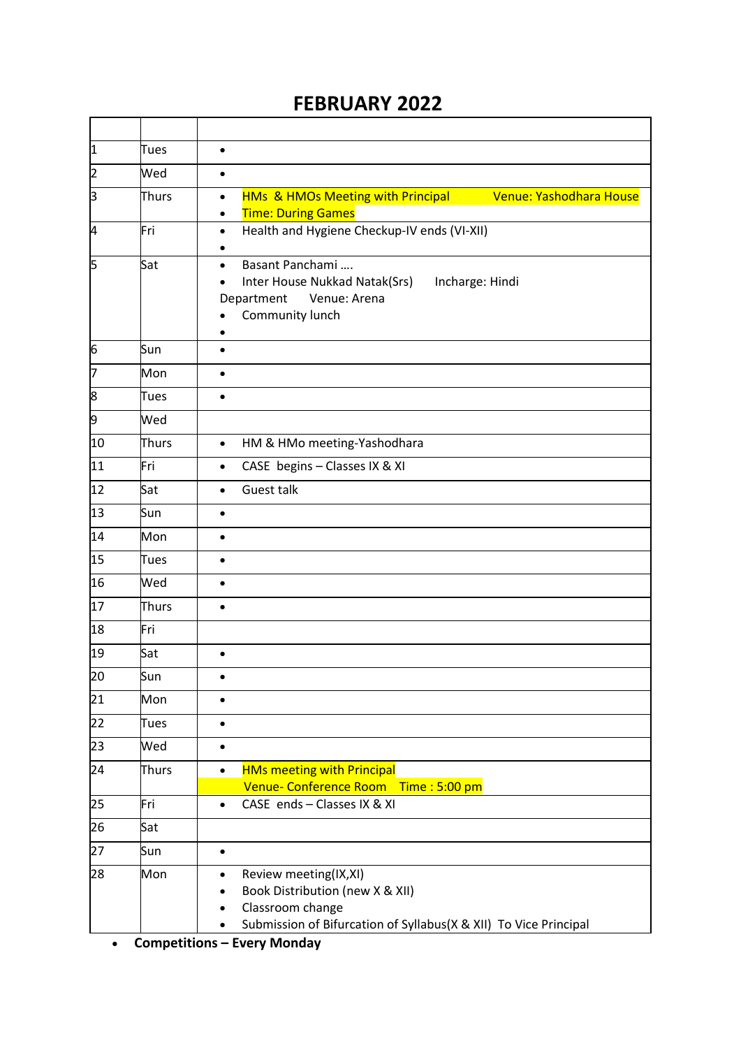# FEBRUARY 2022

| | | |
|---|---|---|
| 1 | Tues | • |
| 2 | Wed | • |
| 3 | Thurs | • HMs & HMOs Meeting with Principal Venue: Yashodhara House<br>• Time: During Games |
| 4 | Fri | • Health and Hygiene Checkup-IV ends (VI-XII)<br>• |
| 5 | Sat | • Basant Panchami ….<br>• Inter House Nukkad Natak(Srs) Incharge: Hindi Department Venue: Arena<br>• Community lunch<br>• |
| 6 | Sun | • |
| 7 | Mon | • |
| 8 | Tues | • |
| 9 | Wed | |
| 10 | Thurs | • HM & HMo meeting-Yashodhara |
| 11 | Fri | • CASE begins – Classes IX & XI |
| 12 | Sat | • Guest talk |
| 13 | Sun | • |
| 14 | Mon | • |
| 15 | Tues | • |
| 16 | Wed | • |
| 17 | Thurs | • |
| 18 | Fri | |
| 19 | Sat | • |
| 20 | Sun | • |
| 21 | Mon | • |
| 22 | Tues | • |
| 23 | Wed | • |
| 24 | Thurs | • HMs meeting with Principal<br>Venue- Conference Room Time : 5:00 pm |
| 25 | Fri | • CASE ends – Classes IX & XI |
| 26 | Sat | |
| 27 | Sun | • |
| 28 | Mon | • Review meeting(IX,XI)<br>• Book Distribution (new X & XII)<br>• Classroom change<br>• Submission of Bifurcation of Syllabus(X & XII) To Vice Principal |

- **Competitions – Every Monday**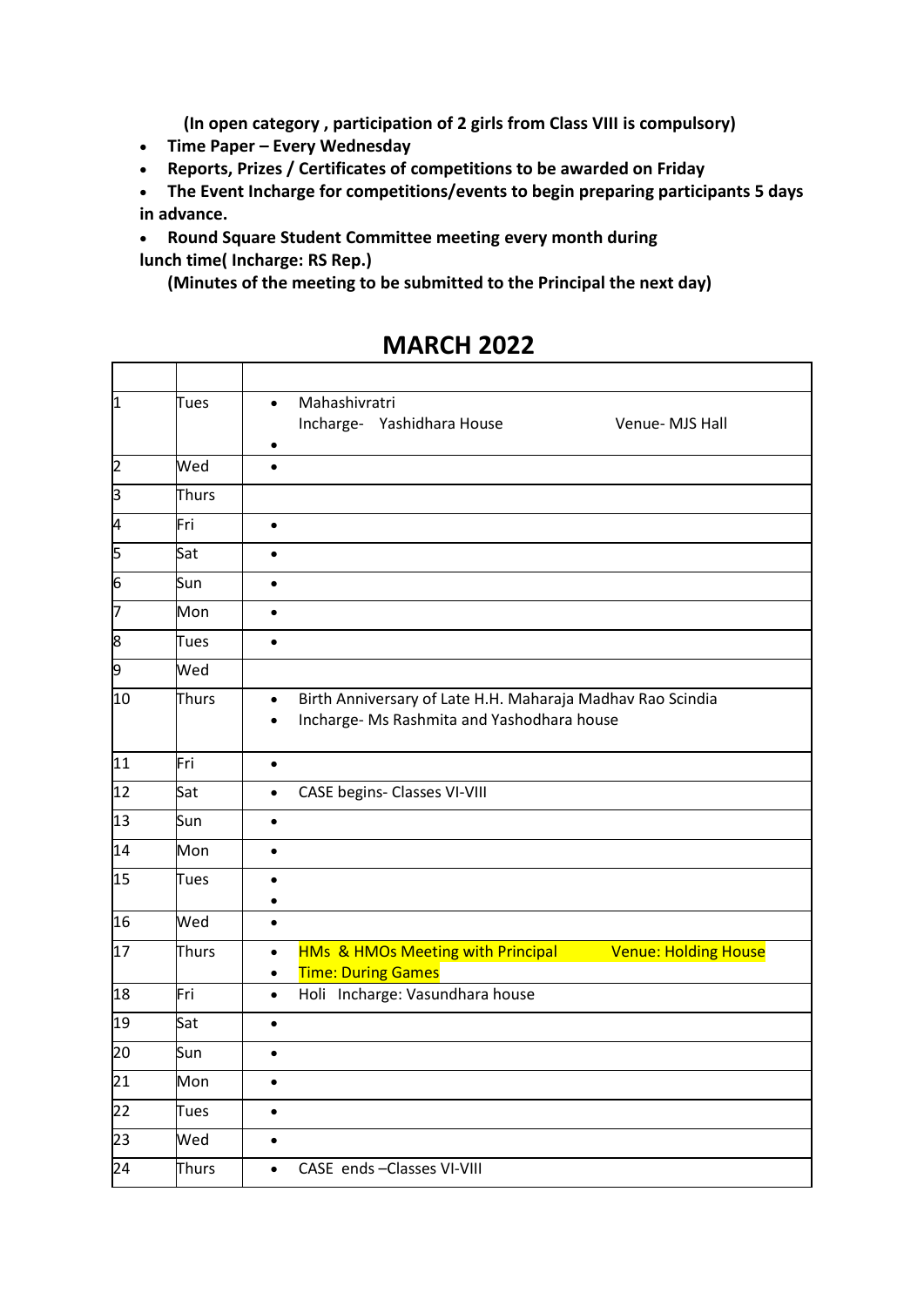**(In open category , participation of 2 girls from Class VIII is compulsory)**

- **Time Paper – Every Wednesday**
- **Reports, Prizes / Certificates of competitions to be awarded on Friday**
- **The Event Incharge for competitions/events to begin preparing participants 5 days in advance.**
- **Round Square Student Committee meeting every month during lunch time( Incharge: RS Rep.)**

**(Minutes of the meeting to be submitted to the Principal the next day)**

## MARCH 2022

| | | |
|---|---|---|
| 1 | Tues | • Mahashivratri<br>Incharge- Yashidhara House Venue- MJS Hall<br>• |
| 2 | Wed | • |
| 3 | Thurs | |
| 4 | Fri | • |
| 5 | Sat | • |
| 6 | Sun | • |
| 7 | Mon | • |
| 8 | Tues | • |
| 9 | Wed | |
| 10 | Thurs | • Birth Anniversary of Late H.H. Maharaja Madhav Rao Scindia<br>• Incharge- Ms Rashmita and Yashodhara house |
| 11 | Fri | • |
| 12 | Sat | • CASE begins- Classes VI-VIII |
| 13 | Sun | • |
| 14 | Mon | • |
| 15 | Tues | •<br>• |
| 16 | Wed | • |
| 17 | Thurs | • HMs & HMOs Meeting with Principal Venue: Holding House<br>• Time: During Games |
| 18 | Fri | • Holi Incharge: Vasundhara house |
| 19 | Sat | • |
| 20 | Sun | • |
| 21 | Mon | • |
| 22 | Tues | • |
| 23 | Wed | • |
| 24 | Thurs | • CASE ends –Classes VI-VIII |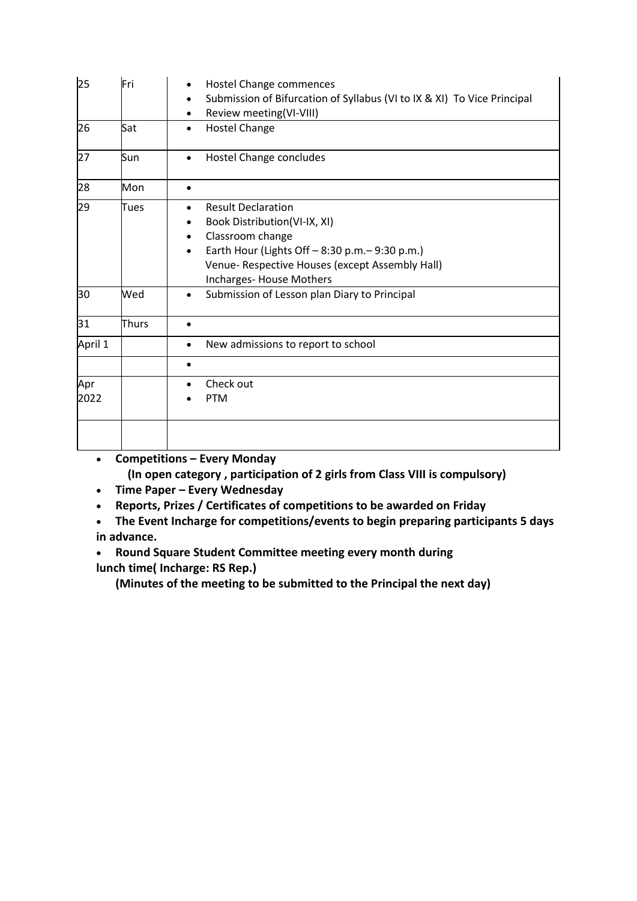| | | |
|---|---|---|
| 25 | Fri | • Hostel Change commences<br>• Submission of Bifurcation of Syllabus (VI to IX & XI) To Vice Principal<br>• Review meeting(VI-VIII) |
| 26 | Sat | • Hostel Change |
| 27 | Sun | • Hostel Change concludes |
| 28 | Mon | • |
| 29 | Tues | • Result Declaration<br>• Book Distribution(VI-IX, XI)<br>• Classroom change<br>• Earth Hour (Lights Off – 8:30 p.m.– 9:30 p.m.)<br>Venue- Respective Houses (except Assembly Hall)<br>Incharges- House Mothers |
| 30 | Wed | • Submission of Lesson plan Diary to Principal |
| 31 | Thurs | • |
| April 1 | | • New admissions to report to school |
| | | • |
| Apr 2022 | | • Check out<br>• PTM |
| | | |

- **Competitions – Every Monday**
  **(In open category , participation of 2 girls from Class VIII is compulsory)**
- **Time Paper – Every Wednesday**
- **Reports, Prizes / Certificates of competitions to be awarded on Friday**
- **The Event Incharge for competitions/events to begin preparing participants 5 days in advance.**
- **Round Square Student Committee meeting every month during lunch time( Incharge: RS Rep.)**
  **(Minutes of the meeting to be submitted to the Principal the next day)**